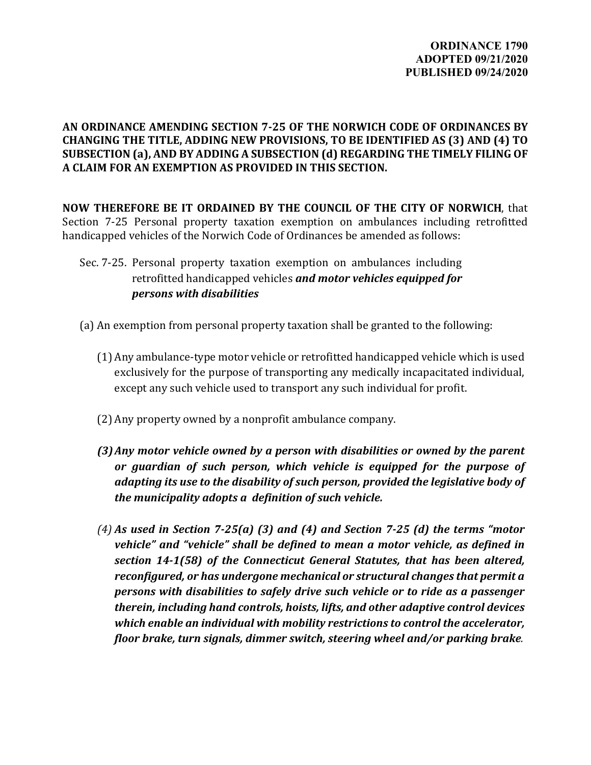**ORDINANCE 1790**
**ADOPTED 09/21/2020**
**PUBLISHED 09/24/2020**

**AN ORDINANCE AMENDING SECTION 7-25 OF THE NORWICH CODE OF ORDINANCES BY CHANGING THE TITLE, ADDING NEW PROVISIONS, TO BE IDENTIFIED AS (3) AND (4) TO SUBSECTION (a), AND BY ADDING A SUBSECTION (d) REGARDING THE TIMELY FILING OF A CLAIM FOR AN EXEMPTION AS PROVIDED IN THIS SECTION.**

**NOW THEREFORE BE IT ORDAINED BY THE COUNCIL OF THE CITY OF NORWICH**, that Section 7-25 Personal property taxation exemption on ambulances including retrofitted handicapped vehicles of the Norwich Code of Ordinances be amended as follows:

Sec. 7-25. Personal property taxation exemption on ambulances including retrofitted handicapped vehicles ***and motor vehicles equipped for persons with disabilities***

(a) An exemption from personal property taxation shall be granted to the following:

(1) Any ambulance-type motor vehicle or retrofitted handicapped vehicle which is used exclusively for the purpose of transporting any medically incapacitated individual, except any such vehicle used to transport any such individual for profit.

(2) Any property owned by a nonprofit ambulance company.

***(3) Any motor vehicle owned by a person with disabilities or owned by the parent or guardian of such person, which vehicle is equipped for the purpose of adapting its use to the disability of such person, provided the legislative body of the municipality adopts a definition of such vehicle.***

***(4) As used in Section 7-25(a) (3) and (4) and Section 7-25 (d) the terms "motor vehicle" and "vehicle" shall be defined to mean a motor vehicle, as defined in section 14-1(58) of the Connecticut General Statutes, that has been altered, reconfigured, or has undergone mechanical or structural changes that permit a persons with disabilities to safely drive such vehicle or to ride as a passenger therein, including hand controls, hoists, lifts, and other adaptive control devices which enable an individual with mobility restrictions to control the accelerator, floor brake, turn signals, dimmer switch, steering wheel and/or parking brake.***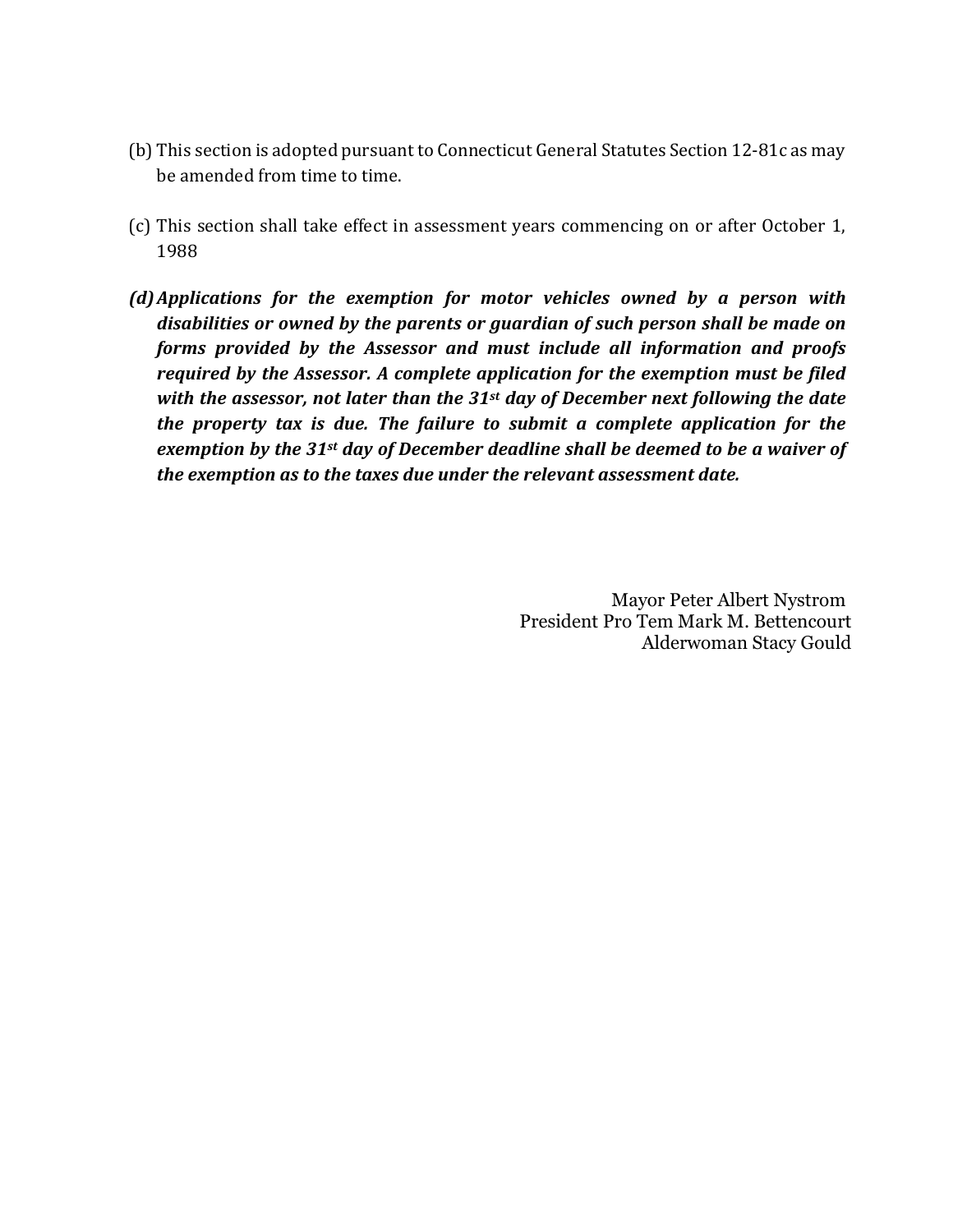(b) This section is adopted pursuant to Connecticut General Statutes Section 12-81c as may be amended from time to time.

(c) This section shall take effect in assessment years commencing on or after October 1, 1988

***(d) Applications for the exemption for motor vehicles owned by a person with disabilities or owned by the parents or guardian of such person shall be made on forms provided by the Assessor and must include all information and proofs required by the Assessor. A complete application for the exemption must be filed with the assessor, not later than the 31st day of December next following the date the property tax is due. The failure to submit a complete application for the exemption by the 31st day of December deadline shall be deemed to be a waiver of the exemption as to the taxes due under the relevant assessment date.***

Mayor Peter Albert Nystrom
President Pro Tem Mark M. Bettencourt
Alderwoman Stacy Gould